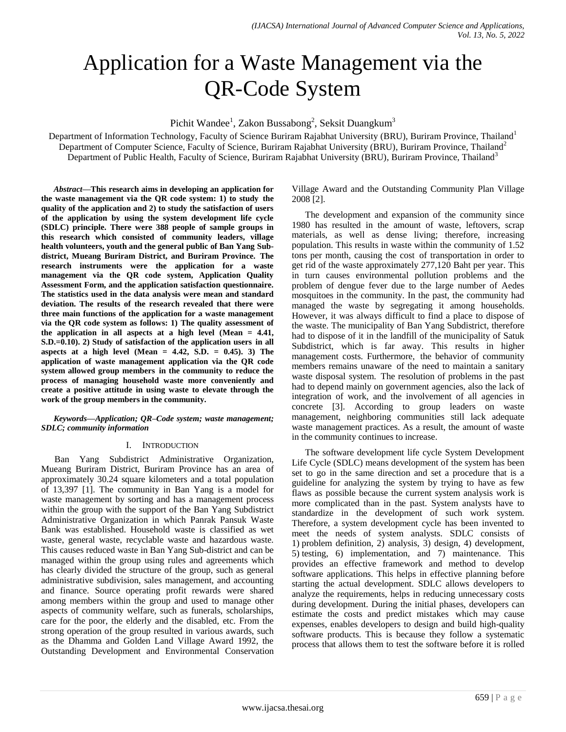# Application for a Waste Management via the QR-Code System

Pichit Wandee[1], Zakon Bussabong[2], Seksit Duangkum[3]

Department of Information Technology, Faculty of Science Buriram Rajabhat University (BRU), Buriram Province, Thailand[1]
Department of Computer Science, Faculty of Science, Buriram Rajabhat University (BRU), Buriram Province, Thailand[2]
Department of Public Health, Faculty of Science, Buriram Rajabhat University (BRU), Buriram Province, Thailand[3]

***Abstract*—This research aims in developing an application for the waste management via the QR code system: 1) to study the quality of the application and 2) to study the satisfaction of users of the application by using the system development life cycle (SDLC) principle. There were 388 people of sample groups in this research which consisted of community leaders, village health volunteers, youth and the general public of Ban Yang Sub-district, Mueang Buriram District, and Buriram Province. The research instruments were the application for a waste management via the QR code system, Application Quality Assessment Form, and the application satisfaction questionnaire. The statistics used in the data analysis were mean and standard deviation. The results of the research revealed that there were three main functions of the application for a waste management via the QR code system as follows: 1) The quality assessment of the application in all aspects at a high level (Mean = 4.41, S.D.=0.10). 2) Study of satisfaction of the application users in all aspects at a high level (Mean = 4.42, S.D. = 0.45). 3) The application of waste management application via the QR code system allowed group members in the community to reduce the process of managing household waste more conveniently and create a positive attitude in using waste to elevate through the work of the group members in the community.**

***Keywords*—*Application; QR–Code system; waste management; SDLC; community information***

## I. Introduction

Ban Yang Subdistrict Administrative Organization, Mueang Buriram District, Buriram Province has an area of approximately 30.24 square kilometers and a total population of 13,397 [1]. The community in Ban Yang is a model for waste management by sorting and has a management process within the group with the support of the Ban Yang Subdistrict Administrative Organization in which Panrak Pansuk Waste Bank was established. Household waste is classified as wet waste, general waste, recyclable waste and hazardous waste. This causes reduced waste in Ban Yang Sub-district and can be managed within the group using rules and agreements which has clearly divided the structure of the group, such as general administrative subdivision, sales management, and accounting and finance. Source operating profit rewards were shared among members within the group and used to manage other aspects of community welfare, such as funerals, scholarships, care for the poor, the elderly and the disabled, etc. From the strong operation of the group resulted in various awards, such as the Dhamma and Golden Land Village Award 1992, the Outstanding Development and Environmental Conservation Village Award and the Outstanding Community Plan Village 2008 [2].

The development and expansion of the community since 1980 has resulted in the amount of waste, leftovers, scrap materials, as well as dense living; therefore, increasing population. This results in waste within the community of 1.52 tons per month, causing the cost of transportation in order to get rid of the waste approximately 277,120 Baht per year. This in turn causes environmental pollution problems and the problem of dengue fever due to the large number of Aedes mosquitoes in the community. In the past, the community had managed the waste by segregating it among households. However, it was always difficult to find a place to dispose of the waste. The municipality of Ban Yang Subdistrict, therefore had to dispose of it in the landfill of the municipality of Satuk Subdistrict, which is far away. This results in higher management costs. Furthermore, the behavior of community members remains unaware of the need to maintain a sanitary waste disposal system. The resolution of problems in the past had to depend mainly on government agencies, also the lack of integration of work, and the involvement of all agencies in concrete [3]. According to group leaders on waste management, neighboring communities still lack adequate waste management practices. As a result, the amount of waste in the community continues to increase.

The software development life cycle System Development Life Cycle (SDLC) means development of the system has been set to go in the same direction and set a procedure that is a guideline for analyzing the system by trying to have as few flaws as possible because the current system analysis work is more complicated than in the past. System analysts have to standardize in the development of such work system. Therefore, a system development cycle has been invented to meet the needs of system analysts. SDLC consists of 1) problem definition, 2) analysis, 3) design, 4) development, 5) testing, 6) implementation, and 7) maintenance. This provides an effective framework and method to develop software applications. This helps in effective planning before starting the actual development. SDLC allows developers to analyze the requirements, helps in reducing unnecessary costs during development. During the initial phases, developers can estimate the costs and predict mistakes which may cause expenses, enables developers to design and build high-quality software products. This is because they follow a systematic process that allows them to test the software before it is rolled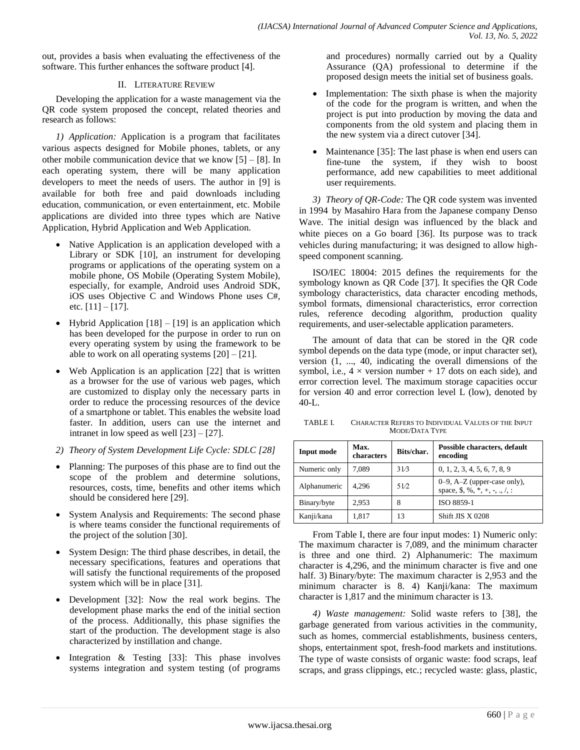out, provides a basis when evaluating the effectiveness of the software. This further enhances the software product [4].

## II. Literature Review

Developing the application for a waste management via the QR code system proposed the concept, related theories and research as follows:

*1) Application:* Application is a program that facilitates various aspects designed for Mobile phones, tablets, or any other mobile communication device that we know [5] – [8]. In each operating system, there will be many application developers to meet the needs of users. The author in [9] is available for both free and paid downloads including education, communication, or even entertainment, etc. Mobile applications are divided into three types which are Native Application, Hybrid Application and Web Application.

- Native Application is an application developed with a Library or SDK [10], an instrument for developing programs or applications of the operating system on a mobile phone, OS Mobile (Operating System Mobile), especially, for example, Android uses Android SDK, iOS uses Objective C and Windows Phone uses C#, etc. [11] – [17].
- Hybrid Application [18] – [19] is an application which has been developed for the purpose in order to run on every operating system by using the framework to be able to work on all operating systems [20] – [21].
- Web Application is an application [22] that is written as a browser for the use of various web pages, which are customized to display only the necessary parts in order to reduce the processing resources of the device of a smartphone or tablet. This enables the website load faster. In addition, users can use the internet and intranet in low speed as well [23] – [27].

*2) Theory of System Development Life Cycle: SDLC [28]*

- Planning: The purposes of this phase are to find out the scope of the problem and determine solutions, resources, costs, time, benefits and other items which should be considered here [29].
- System Analysis and Requirements: The second phase is where teams consider the functional requirements of the project of the solution [30].
- System Design: The third phase describes, in detail, the necessary specifications, features and operations that will satisfy the functional requirements of the proposed system which will be in place [31].
- Development [32]: Now the real work begins. The development phase marks the end of the initial section of the process. Additionally, this phase signifies the start of the production. The development stage is also characterized by instillation and change.
- Integration & Testing [33]: This phase involves systems integration and system testing (of programs and procedures) normally carried out by a Quality Assurance (QA) professional to determine if the proposed design meets the initial set of business goals.
- Implementation: The sixth phase is when the majority of the code for the program is written, and when the project is put into production by moving the data and components from the old system and placing them in the new system via a direct cutover [34].
- Maintenance [35]: The last phase is when end users can fine-tune the system, if they wish to boost performance, add new capabilities to meet additional user requirements.

*3) Theory of QR-Code:* The QR code system was invented in 1994 by Masahiro Hara from the Japanese company Denso Wave. The initial design was influenced by the black and white pieces on a Go board [36]. Its purpose was to track vehicles during manufacturing; it was designed to allow high-speed component scanning.

ISO/IEC 18004: 2015 defines the requirements for the symbology known as QR Code [37]. It specifies the QR Code symbology characteristics, data character encoding methods, symbol formats, dimensional characteristics, error correction rules, reference decoding algorithm, production quality requirements, and user-selectable application parameters.

The amount of data that can be stored in the QR code symbol depends on the data type (mode, or input character set), version (1, ..., 40, indicating the overall dimensions of the symbol, i.e., $4 \times$ version number + 17 dots on each side), and error correction level. The maximum storage capacities occur for version 40 and error correction level L (low), denoted by 40-L.

TABLE I. Character Refers to Individual Values of the Input Mode/Data Type

| Input mode | Max. characters | Bits/char. | Possible characters, default encoding |
|---|---|---|---|
| Numeric only | 7,089 | 3⅓ | 0, 1, 2, 3, 4, 5, 6, 7, 8, 9 |
| Alphanumeric | 4,296 | 5½ | 0–9, A–Z (upper-case only), space, $, %, *, +, -, ., /, : |
| Binary/byte | 2,953 | 8 | ISO 8859-1 |
| Kanji/kana | 1,817 | 13 | Shift JIS X 0208 |

From Table I, there are four input modes: 1) Numeric only: The maximum character is 7,089, and the minimum character is three and one third. 2) Alphanumeric: The maximum character is 4,296, and the minimum character is five and one half. 3) Binary/byte: The maximum character is 2,953 and the minimum character is 8. 4) Kanji/kana: The maximum character is 1,817 and the minimum character is 13.

*4) Waste management:* Solid waste refers to [38], the garbage generated from various activities in the community, such as homes, commercial establishments, business centers, shops, entertainment spot, fresh-food markets and institutions. The type of waste consists of organic waste: food scraps, leaf scraps, and grass clippings, etc.; recycled waste: glass, plastic,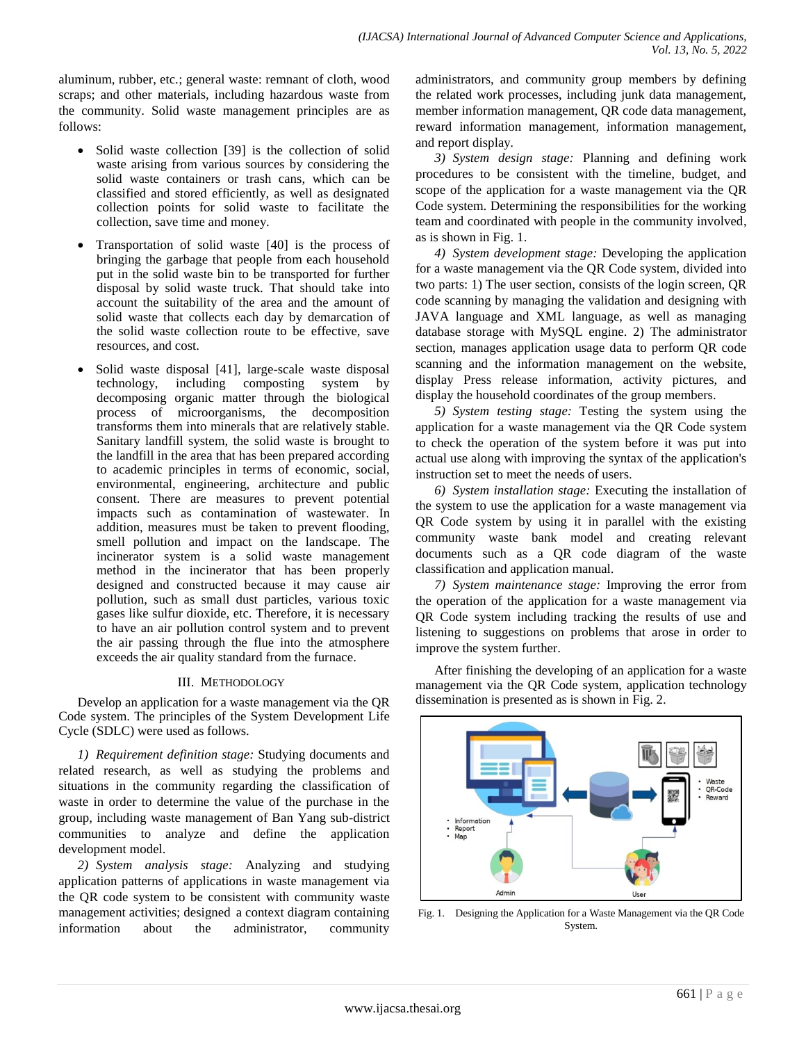aluminum, rubber, etc.; general waste: remnant of cloth, wood scraps; and other materials, including hazardous waste from the community. Solid waste management principles are as follows:

- Solid waste collection [39] is the collection of solid waste arising from various sources by considering the solid waste containers or trash cans, which can be classified and stored efficiently, as well as designated collection points for solid waste to facilitate the collection, save time and money.
- Transportation of solid waste [40] is the process of bringing the garbage that people from each household put in the solid waste bin to be transported for further disposal by solid waste truck. That should take into account the suitability of the area and the amount of solid waste that collects each day by demarcation of the solid waste collection route to be effective, save resources, and cost.
- Solid waste disposal [41], large-scale waste disposal technology, including composting system by decomposing organic matter through the biological process of microorganisms, the decomposition transforms them into minerals that are relatively stable. Sanitary landfill system, the solid waste is brought to the landfill in the area that has been prepared according to academic principles in terms of economic, social, environmental, engineering, architecture and public consent. There are measures to prevent potential impacts such as contamination of wastewater. In addition, measures must be taken to prevent flooding, smell pollution and impact on the landscape. The incinerator system is a solid waste management method in the incinerator that has been properly designed and constructed because it may cause air pollution, such as small dust particles, various toxic gases like sulfur dioxide, etc. Therefore, it is necessary to have an air pollution control system and to prevent the air passing through the flue into the atmosphere exceeds the air quality standard from the furnace.

## III. Methodology

Develop an application for a waste management via the QR Code system. The principles of the System Development Life Cycle (SDLC) were used as follows.

*1) Requirement definition stage:* Studying documents and related research, as well as studying the problems and situations in the community regarding the classification of waste in order to determine the value of the purchase in the group, including waste management of Ban Yang sub-district communities to analyze and define the application development model.

*2) System analysis stage:* Analyzing and studying application patterns of applications in waste management via the QR code system to be consistent with community waste management activities; designed a context diagram containing information about the administrator, community administrators, and community group members by defining the related work processes, including junk data management, member information management, QR code data management, reward information management, information management, and report display.

*3) System design stage:* Planning and defining work procedures to be consistent with the timeline, budget, and scope of the application for a waste management via the QR Code system. Determining the responsibilities for the working team and coordinated with people in the community involved, as is shown in Fig. 1.

*4) System development stage:* Developing the application for a waste management via the QR Code system, divided into two parts: 1) The user section, consists of the login screen, QR code scanning by managing the validation and designing with JAVA language and XML language, as well as managing database storage with MySQL engine. 2) The administrator section, manages application usage data to perform QR code scanning and the information management on the website, display Press release information, activity pictures, and display the household coordinates of the group members.

*5) System testing stage:* Testing the system using the application for a waste management via the QR Code system to check the operation of the system before it was put into actual use along with improving the syntax of the application's instruction set to meet the needs of users.

*6) System installation stage:* Executing the installation of the system to use the application for a waste management via QR Code system by using it in parallel with the existing community waste bank model and creating relevant documents such as a QR code diagram of the waste classification and application manual.

*7) System maintenance stage:* Improving the error from the operation of the application for a waste management via QR Code system including tracking the results of use and listening to suggestions on problems that arose in order to improve the system further.

After finishing the developing of an application for a waste management via the QR Code system, application technology dissemination is presented as is shown in Fig. 2.

Fig. 1. Designing the Application for a Waste Management via the QR Code System.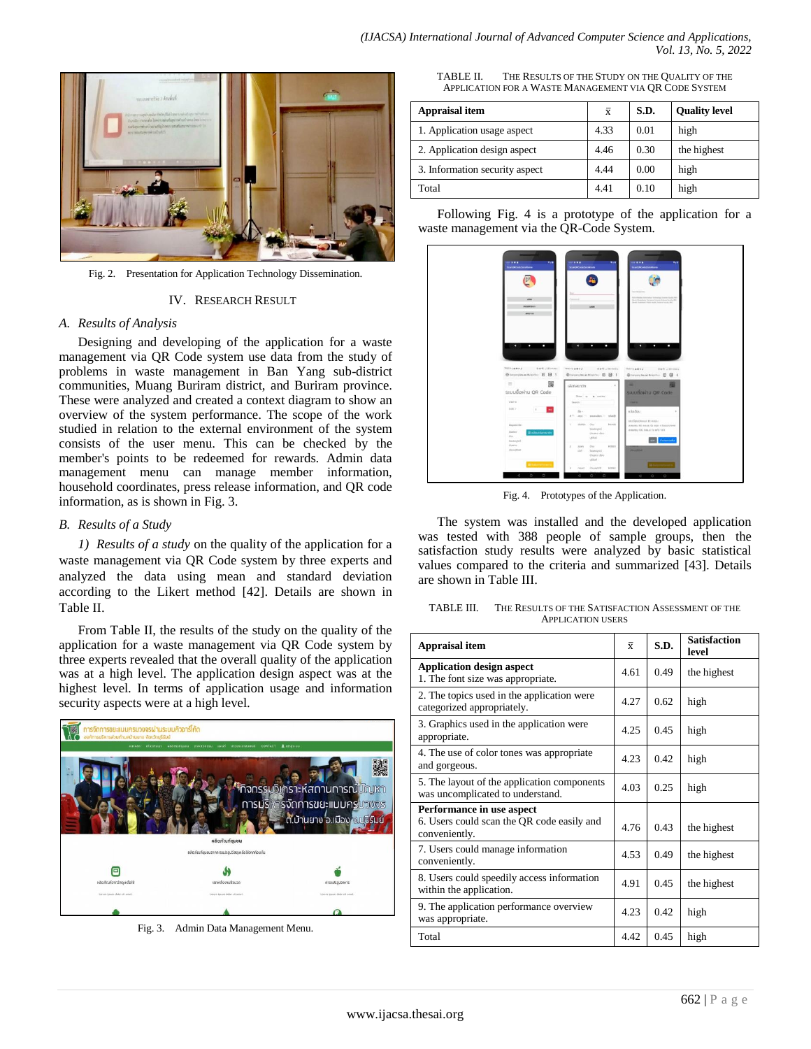Fig. 2. Presentation for Application Technology Dissemination.

## IV. Research Result

### A. Results of Analysis

Designing and developing of the application for a waste management via QR Code system use data from the study of problems in waste management in Ban Yang sub-district communities, Muang Buriram district, and Buriram province. These were analyzed and created a context diagram to show an overview of the system performance. The scope of the work studied in relation to the external environment of the system consists of the user menu. This can be checked by the member's points to be redeemed for rewards. Admin data management menu can manage member information, household coordinates, press release information, and QR code information, as is shown in Fig. 3.

### B. Results of a Study

*1) Results of a study* on the quality of the application for a waste management via QR Code system by three experts and analyzed the data using mean and standard deviation according to the Likert method [42]. Details are shown in Table II.

From Table II, the results of the study on the quality of the application for a waste management via QR Code system by three experts revealed that the overall quality of the application was at a high level. The application design aspect was at the highest level. In terms of application usage and information security aspects were at a high level.

Fig. 3. Admin Data Management Menu.

TABLE II. The Results of the Study on the Quality of the Application for a Waste Management via QR Code System

| Appraisal item | $\bar{x}$ | S.D. | Quality level |
|---|---|---|---|
| 1. Application usage aspect | 4.33 | 0.01 | high |
| 2. Application design aspect | 4.46 | 0.30 | the highest |
| 3. Information security aspect | 4.44 | 0.00 | high |
| Total | 4.41 | 0.10 | high |

Following Fig. 4 is a prototype of the application for a waste management via the QR-Code System.

Fig. 4. Prototypes of the Application.

The system was installed and the developed application was tested with 388 people of sample groups, then the satisfaction study results were analyzed by basic statistical values compared to the criteria and summarized [43]. Details are shown in Table III.

TABLE III. The Results of the Satisfaction Assessment of the Application Users

| Appraisal item | $\bar{x}$ | S.D. | Satisfaction level |
|---|---|---|---|
| **Application design aspect** 1. The font size was appropriate. | 4.61 | 0.49 | the highest |
| 2. The topics used in the application were categorized appropriately. | 4.27 | 0.62 | high |
| 3. Graphics used in the application were appropriate. | 4.25 | 0.45 | high |
| 4. The use of color tones was appropriate and gorgeous. | 4.23 | 0.42 | high |
| 5. The layout of the application components was uncomplicated to understand. | 4.03 | 0.25 | high |
| **Performance in use aspect** 6. Users could scan the QR code easily and conveniently. | 4.76 | 0.43 | the highest |
| 7. Users could manage information conveniently. | 4.53 | 0.49 | the highest |
| 8. Users could speedily access information within the application. | 4.91 | 0.45 | the highest |
| 9. The application performance overview was appropriate. | 4.23 | 0.42 | high |
| Total | 4.42 | 0.45 | high |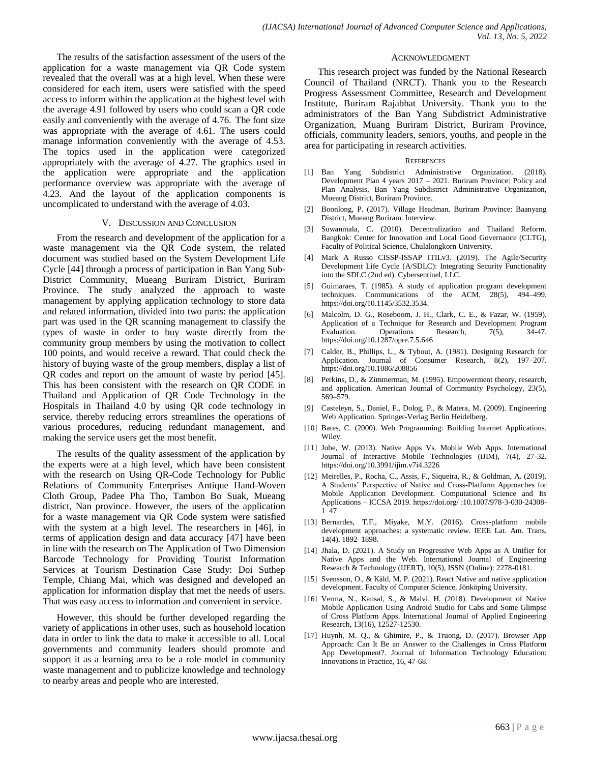The results of the satisfaction assessment of the users of the application for a waste management via QR Code system revealed that the overall was at a high level. When these were considered for each item, users were satisfied with the speed access to inform within the application at the highest level with the average 4.91 followed by users who could scan a QR code easily and conveniently with the average of 4.76. The font size was appropriate with the average of 4.61. The users could manage information conveniently with the average of 4.53. The topics used in the application were categorized appropriately with the average of 4.27. The graphics used in the application were appropriate and the application performance overview was appropriate with the average of 4.23. And the layout of the application components is uncomplicated to understand with the average of 4.03.

## V. Discussion and Conclusion

From the research and development of the application for a waste management via the QR Code system, the related document was studied based on the System Development Life Cycle [44] through a process of participation in Ban Yang Sub-District Community, Mueang Buriram District, Buriram Province. The study analyzed the approach to waste management by applying application technology to store data and related information, divided into two parts: the application part was used in the QR scanning management to classify the types of waste in order to buy waste directly from the community group members by using the motivation to collect 100 points, and would receive a reward. That could check the history of buying waste of the group members, display a list of QR codes and report on the amount of waste by period [45]. This has been consistent with the research on QR CODE in Thailand and Application of QR Code Technology in the Hospitals in Thailand 4.0 by using QR code technology in service, thereby reducing errors streamlines the operations of various procedures, reducing redundant management, and making the service users get the most benefit.

The results of the quality assessment of the application by the experts were at a high level, which have been consistent with the research on Using QR-Code Technology for Public Relations of Community Enterprises Antique Hand-Woven Cloth Group, Padee Pha Tho, Tambon Bo Suak, Mueang district, Nan province. However, the users of the application for a waste management via QR Code system were satisfied with the system at a high level. The researchers in [46], in terms of application design and data accuracy [47] have been in line with the research on The Application of Two Dimension Barcode Technology for Providing Tourist Information Services at Tourism Destination Case Study: Doi Suthep Temple, Chiang Mai, which was designed and developed an application for information display that met the needs of users. That was easy access to information and convenient in service.

However, this should be further developed regarding the variety of applications in other uses, such as household location data in order to link the data to make it accessible to all. Local governments and community leaders should promote and support it as a learning area to be a role model in community waste management and to publicize knowledge and technology to nearby areas and people who are interested.

## Acknowledgment

This research project was funded by the National Research Council of Thailand (NRCT). Thank you to the Research Progress Assessment Committee, Research and Development Institute, Buriram Rajabhat University. Thank you to the administrators of the Ban Yang Subdistrict Administrative Organization, Muang Buriram District, Buriram Province, officials, community leaders, seniors, youths, and people in the area for participating in research activities.

## References

[1] Ban Yang Subdistrict Administrative Organization. (2018). Development Plan 4 years 2017 – 2021. Buriram Province: Policy and Plan Analysis, Ban Yang Subdistrict Administrative Organization, Mueang District, Buriram Province.

[2] Boonlong, P. (2017). Village Headman. Buriram Province: Baanyang District, Mueang Buriram. Interview.

[3] Suwanmala, C. (2010). Decentralization and Thailand Reform. Bangkok: Center for Innovation and Local Good Governance (CLTG), Faculty of Political Science, Chulalongkorn University.

[4] Mark A Russo CISSP-ISSAP ITILv3. (2019). The Agile/Security Development Life Cycle (A/SDLC): Integrating Security Functionality into the SDLC (2nd ed). Cybersentinel, LLC.

[5] Guimaraes, T. (1985). A study of application program development techniques. Communications of the ACM, 28(5), 494–499. https://doi.org/10.1145/3532.3534.

[6] Malcolm, D. G., Roseboom, J. H., Clark, C. E., & Fazar, W. (1959). Application of a Technique for Research and Development Program Evaluation. Operations Research, 7(5), 34-47. https://doi.org/10.1287/opre.7.5.646

[7] Calder, B., Phillips, L., & Tybout, A. (1981). Designing Research for Application. Journal of Consumer Research, 8(2), 197–207. https://doi.org/10.1086/208856

[8] Perkins, D., & Zimmerman, M. (1995). Empowerment theory, research, and application. American Journal of Community Psychology, 23(5), 569–579.

[9] Casteleyn, S., Daniel, F., Dolog, P., & Matera, M. (2009). Engineering Web Application. Springer-Verlag Berlin Heidelberg.

[10] Bates, C. (2000). Web Programming: Building Internet Applications. Wiley.

[11] Jobe, W. (2013). Native Apps Vs. Mobile Web Apps. International Journal of Interactive Mobile Technologies (iJIM), 7(4), 27-32. https://doi.org/10.3991/ijim.v7i4.3226

[12] Meirelles, P., Rocha, C., Assis, F., Siqueira, R., & Goldman, A. (2019). A Students' Perspective of Native and Cross-Platform Approaches for Mobile Application Development. Computational Science and Its Applications – ICCSA 2019. https://doi.org/ :10.1007/978-3-030-24308-1_47

[13] Bernardes, T.F., Miyake, M.Y. (2016). Cross-platform mobile development approaches: a systematic review. IEEE Lat. Am. Trans. 14(4), 1892–1898.

[14] Jhala, D. (2021). A Study on Progressive Web Apps as A Unifier for Native Apps and the Web. International Journal of Engineering Research & Technology (IJERT), 10(5), ISSN (Online): 2278-0181.

[15] Svensson, O., & Käld, M. P. (2021). React Native and native application development. Faculty of Computer Science, Jönköping University.

[16] Verma, N., Kansal, S., & Malvi, H. (2018). Development of Native Mobile Application Using Android Studio for Cabs and Some Glimpse of Cross Platform Apps. International Journal of Applied Engineering Research, 13(16), 12527-12530.

[17] Huynh, M. Q., & Ghimire, P., & Truong, D. (2017). Browser App Approach: Can It Be an Answer to the Challenges in Cross Platform App Development?. Journal of Information Technology Education: Innovations in Practice, 16, 47-68.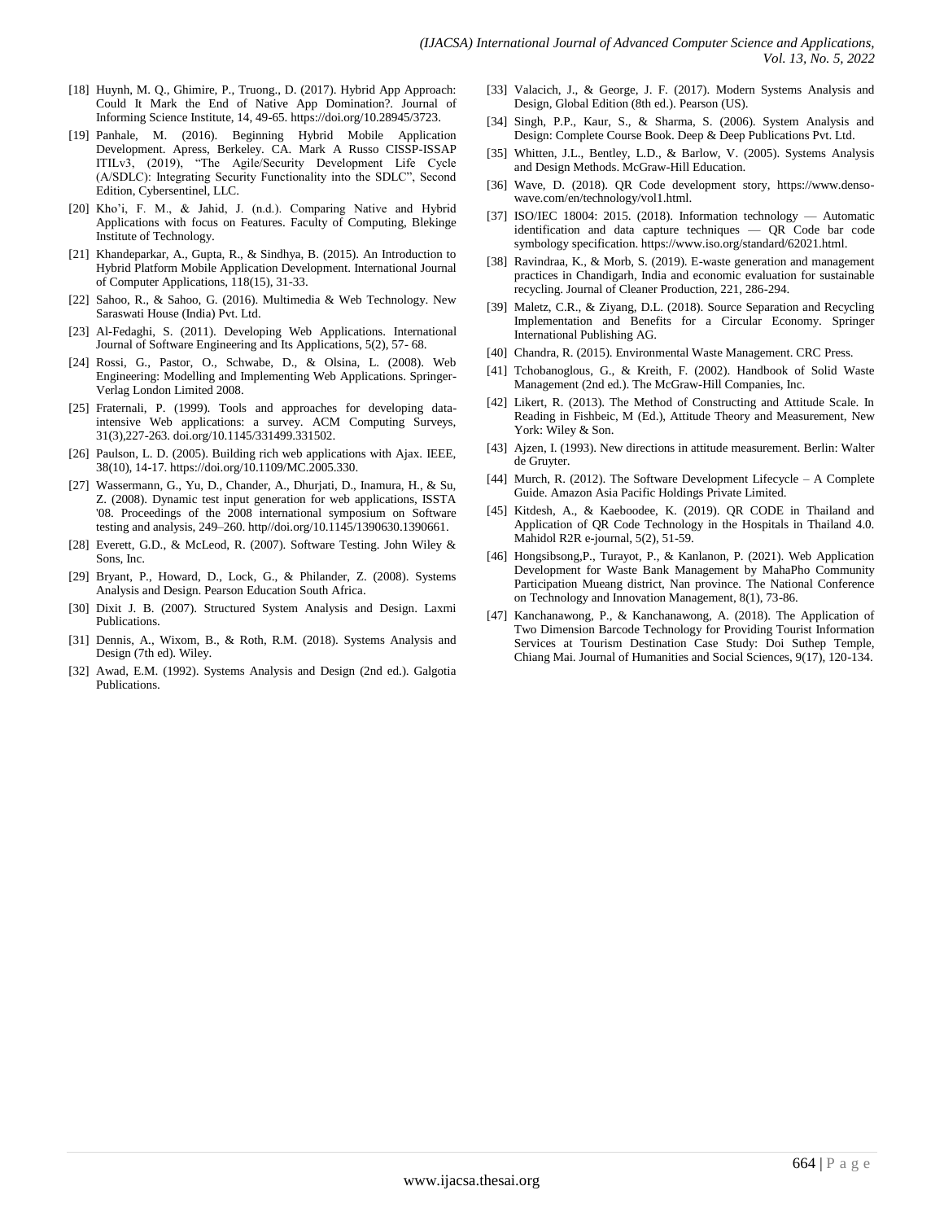[18] Huynh, M. Q., Ghimire, P., Truong., D. (2017). Hybrid App Approach: Could It Mark the End of Native App Domination?. Journal of Informing Science Institute, 14, 49-65. https://doi.org/10.28945/3723.

[19] Panhale, M. (2016). Beginning Hybrid Mobile Application Development. Apress, Berkeley. CA. Mark A Russo CISSP-ISSAP ITILv3, (2019), "The Agile/Security Development Life Cycle (A/SDLC): Integrating Security Functionality into the SDLC", Second Edition, Cybersentinel, LLC.

[20] Kho'i, F. M., & Jahid, J. (n.d.). Comparing Native and Hybrid Applications with focus on Features. Faculty of Computing, Blekinge Institute of Technology.

[21] Khandeparkar, A., Gupta, R., & Sindhya, B. (2015). An Introduction to Hybrid Platform Mobile Application Development. International Journal of Computer Applications, 118(15), 31-33.

[22] Sahoo, R., & Sahoo, G. (2016). Multimedia & Web Technology. New Saraswati House (India) Pvt. Ltd.

[23] Al-Fedaghi, S. (2011). Developing Web Applications. International Journal of Software Engineering and Its Applications, 5(2), 57- 68.

[24] Rossi, G., Pastor, O., Schwabe, D., & Olsina, L. (2008). Web Engineering: Modelling and Implementing Web Applications. Springer-Verlag London Limited 2008.

[25] Fraternali, P. (1999). Tools and approaches for developing data-intensive Web applications: a survey. ACM Computing Surveys, 31(3),227-263. doi.org/10.1145/331499.331502.

[26] Paulson, L. D. (2005). Building rich web applications with Ajax. IEEE, 38(10), 14-17. https://doi.org/10.1109/MC.2005.330.

[27] Wassermann, G., Yu, D., Chander, A., Dhurjati, D., Inamura, H., & Su, Z. (2008). Dynamic test input generation for web applications, ISSTA '08. Proceedings of the 2008 international symposium on Software testing and analysis, 249–260. http//doi.org/10.1145/1390630.1390661.

[28] Everett, G.D., & McLeod, R. (2007). Software Testing. John Wiley & Sons, Inc.

[29] Bryant, P., Howard, D., Lock, G., & Philander, Z. (2008). Systems Analysis and Design. Pearson Education South Africa.

[30] Dixit J. B. (2007). Structured System Analysis and Design. Laxmi Publications.

[31] Dennis, A., Wixom, B., & Roth, R.M. (2018). Systems Analysis and Design (7th ed). Wiley.

[32] Awad, E.M. (1992). Systems Analysis and Design (2nd ed.). Galgotia Publications.

[33] Valacich, J., & George, J. F. (2017). Modern Systems Analysis and Design, Global Edition (8th ed.). Pearson (US).

[34] Singh, P.P., Kaur, S., & Sharma, S. (2006). System Analysis and Design: Complete Course Book. Deep & Deep Publications Pvt. Ltd.

[35] Whitten, J.L., Bentley, L.D., & Barlow, V. (2005). Systems Analysis and Design Methods. McGraw-Hill Education.

[36] Wave, D. (2018). QR Code development story, https://www.denso-wave.com/en/technology/vol1.html.

[37] ISO/IEC 18004: 2015. (2018). Information technology — Automatic identification and data capture techniques — QR Code bar code symbology specification. https://www.iso.org/standard/62021.html.

[38] Ravindraa, K., & Morb, S. (2019). E-waste generation and management practices in Chandigarh, India and economic evaluation for sustainable recycling. Journal of Cleaner Production, 221, 286-294.

[39] Maletz, C.R., & Ziyang, D.L. (2018). Source Separation and Recycling Implementation and Benefits for a Circular Economy. Springer International Publishing AG.

[40] Chandra, R. (2015). Environmental Waste Management. CRC Press.

[41] Tchobanoglous, G., & Kreith, F. (2002). Handbook of Solid Waste Management (2nd ed.). The McGraw-Hill Companies, Inc.

[42] Likert, R. (2013). The Method of Constructing and Attitude Scale. In Reading in Fishbeic, M (Ed.), Attitude Theory and Measurement, New York: Wiley & Son.

[43] Ajzen, I. (1993). New directions in attitude measurement. Berlin: Walter de Gruyter.

[44] Murch, R. (2012). The Software Development Lifecycle – A Complete Guide. Amazon Asia Pacific Holdings Private Limited.

[45] Kitdesh, A., & Kaeboodee, K. (2019). QR CODE in Thailand and Application of QR Code Technology in the Hospitals in Thailand 4.0. Mahidol R2R e-journal, 5(2), 51-59.

[46] Hongsibsong,P., Turayot, P., & Kanlanon, P. (2021). Web Application Development for Waste Bank Management by MahaPho Community Participation Mueang district, Nan province. The National Conference on Technology and Innovation Management, 8(1), 73-86.

[47] Kanchanawong, P., & Kanchanawong, A. (2018). The Application of Two Dimension Barcode Technology for Providing Tourist Information Services at Tourism Destination Case Study: Doi Suthep Temple, Chiang Mai. Journal of Humanities and Social Sciences, 9(17), 120-134.